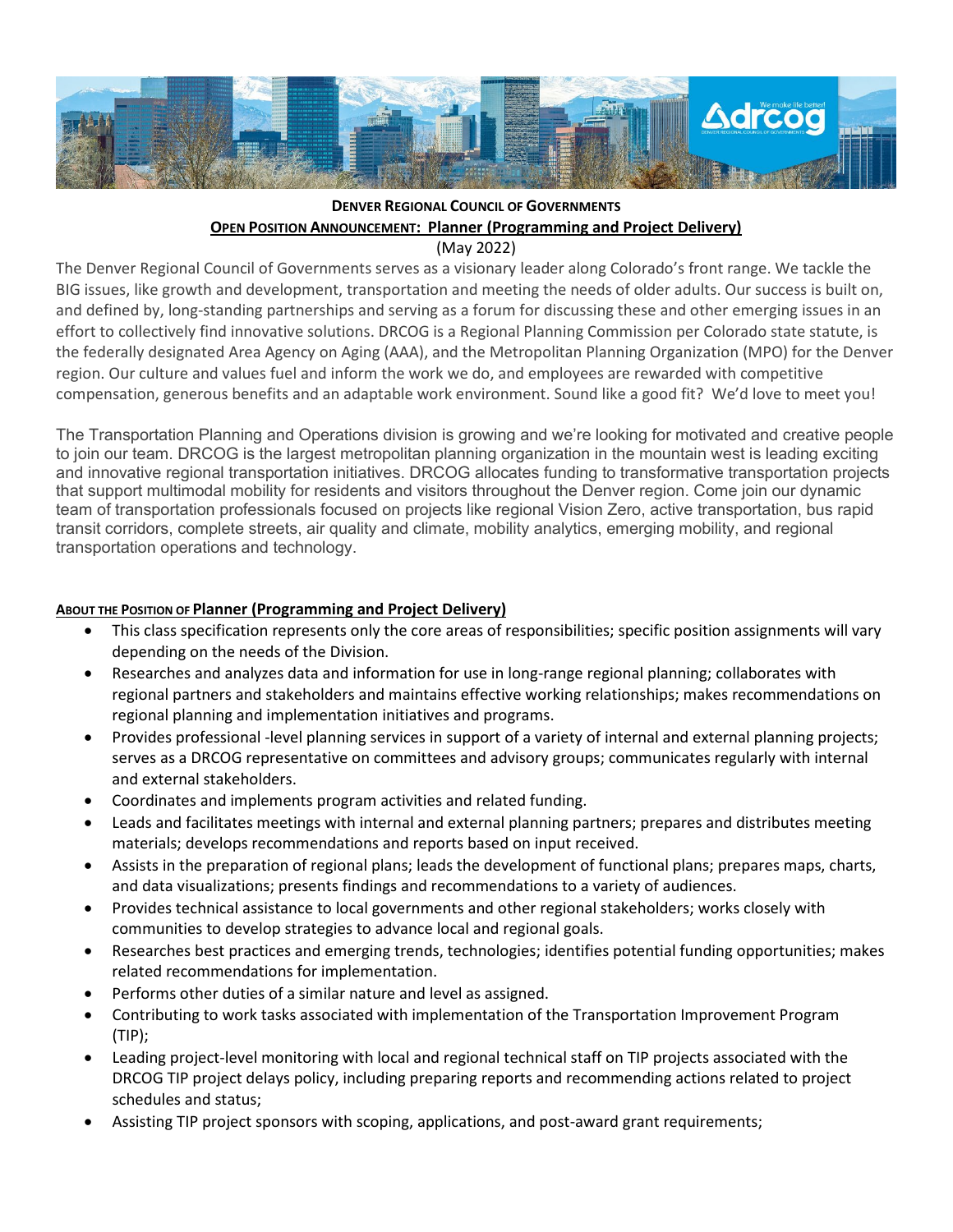**DENVER REGIONAL COUNCIL OF GOVERNMENTS**

**OPEN POSITION ANNOUNCEMENT: Planner (Programming and Project Delivery)**

(May 2022)

The Denver Regional Council of Governments serves as a visionary leader along Colorado's front range. We tackle the BIG issues, like growth and development, transportation and meeting the needs of older adults. Our success is built on, and defined by, long-standing partnerships and serving as a forum for discussing these and other emerging issues in an effort to collectively find innovative solutions. DRCOG is a Regional Planning Commission per Colorado state statute, is the federally designated Area Agency on Aging (AAA), and the Metropolitan Planning Organization (MPO) for the Denver region. Our culture and values fuel and inform the work we do, and employees are rewarded with competitive compensation, generous benefits and an adaptable work environment. Sound like a good fit? We'd love to meet you!

The Transportation Planning and Operations division is growing and we're looking for motivated and creative people to join our team. DRCOG is the largest metropolitan planning organization in the mountain west is leading exciting and innovative regional transportation initiatives. DRCOG allocates funding to transformative transportation projects that support multimodal mobility for residents and visitors throughout the Denver region. Come join our dynamic team of transportation professionals focused on projects like regional Vision Zero, active transportation, bus rapid transit corridors, complete streets, air quality and climate, mobility analytics, emerging mobility, and regional transportation operations and technology.

**ABOUT THE POSITION OF Planner (Programming and Project Delivery)**

- This class specification represents only the core areas of responsibilities; specific position assignments will vary depending on the needs of the Division.
- Researches and analyzes data and information for use in long-range regional planning; collaborates with regional partners and stakeholders and maintains effective working relationships; makes recommendations on regional planning and implementation initiatives and programs.
- Provides professional -level planning services in support of a variety of internal and external planning projects; serves as a DRCOG representative on committees and advisory groups; communicates regularly with internal and external stakeholders.
- Coordinates and implements program activities and related funding.
- Leads and facilitates meetings with internal and external planning partners; prepares and distributes meeting materials; develops recommendations and reports based on input received.
- Assists in the preparation of regional plans; leads the development of functional plans; prepares maps, charts, and data visualizations; presents findings and recommendations to a variety of audiences.
- Provides technical assistance to local governments and other regional stakeholders; works closely with communities to develop strategies to advance local and regional goals.
- Researches best practices and emerging trends, technologies; identifies potential funding opportunities; makes related recommendations for implementation.
- Performs other duties of a similar nature and level as assigned.
- Contributing to work tasks associated with implementation of the Transportation Improvement Program (TIP);
- Leading project-level monitoring with local and regional technical staff on TIP projects associated with the DRCOG TIP project delays policy, including preparing reports and recommending actions related to project schedules and status;
- Assisting TIP project sponsors with scoping, applications, and post-award grant requirements;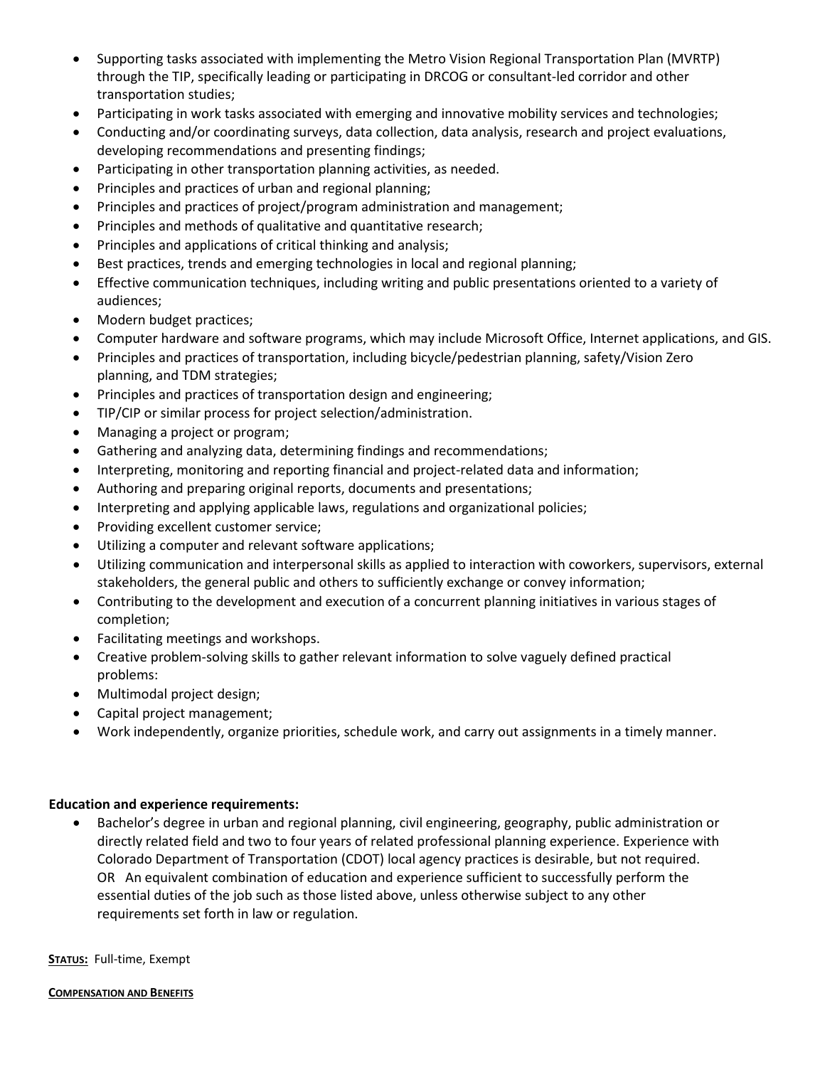- Supporting tasks associated with implementing the Metro Vision Regional Transportation Plan (MVRTP) through the TIP, specifically leading or participating in DRCOG or consultant-led corridor and other transportation studies;
- Participating in work tasks associated with emerging and innovative mobility services and technologies;
- Conducting and/or coordinating surveys, data collection, data analysis, research and project evaluations, developing recommendations and presenting findings;
- Participating in other transportation planning activities, as needed.
- Principles and practices of urban and regional planning;
- Principles and practices of project/program administration and management;
- Principles and methods of qualitative and quantitative research;
- Principles and applications of critical thinking and analysis;
- Best practices, trends and emerging technologies in local and regional planning;
- Effective communication techniques, including writing and public presentations oriented to a variety of audiences;
- Modern budget practices;
- Computer hardware and software programs, which may include Microsoft Office, Internet applications, and GIS.
- Principles and practices of transportation, including bicycle/pedestrian planning, safety/Vision Zero planning, and TDM strategies;
- Principles and practices of transportation design and engineering;
- TIP/CIP or similar process for project selection/administration.
- Managing a project or program;
- Gathering and analyzing data, determining findings and recommendations;
- Interpreting, monitoring and reporting financial and project-related data and information;
- Authoring and preparing original reports, documents and presentations;
- Interpreting and applying applicable laws, regulations and organizational policies;
- Providing excellent customer service;
- Utilizing a computer and relevant software applications;
- Utilizing communication and interpersonal skills as applied to interaction with coworkers, supervisors, external stakeholders, the general public and others to sufficiently exchange or convey information;
- Contributing to the development and execution of a concurrent planning initiatives in various stages of completion;
- Facilitating meetings and workshops.
- Creative problem-solving skills to gather relevant information to solve vaguely defined practical problems:
- Multimodal project design;
- Capital project management;
- Work independently, organize priorities, schedule work, and carry out assignments in a timely manner.

**Education and experience requirements:**

- Bachelor's degree in urban and regional planning, civil engineering, geography, public administration or directly related field and two to four years of related professional planning experience. Experience with Colorado Department of Transportation (CDOT) local agency practices is desirable, but not required. OR An equivalent combination of education and experience sufficient to successfully perform the essential duties of the job such as those listed above, unless otherwise subject to any other requirements set forth in law or regulation.

**STATUS:** Full-time, Exempt

**COMPENSATION AND BENEFITS**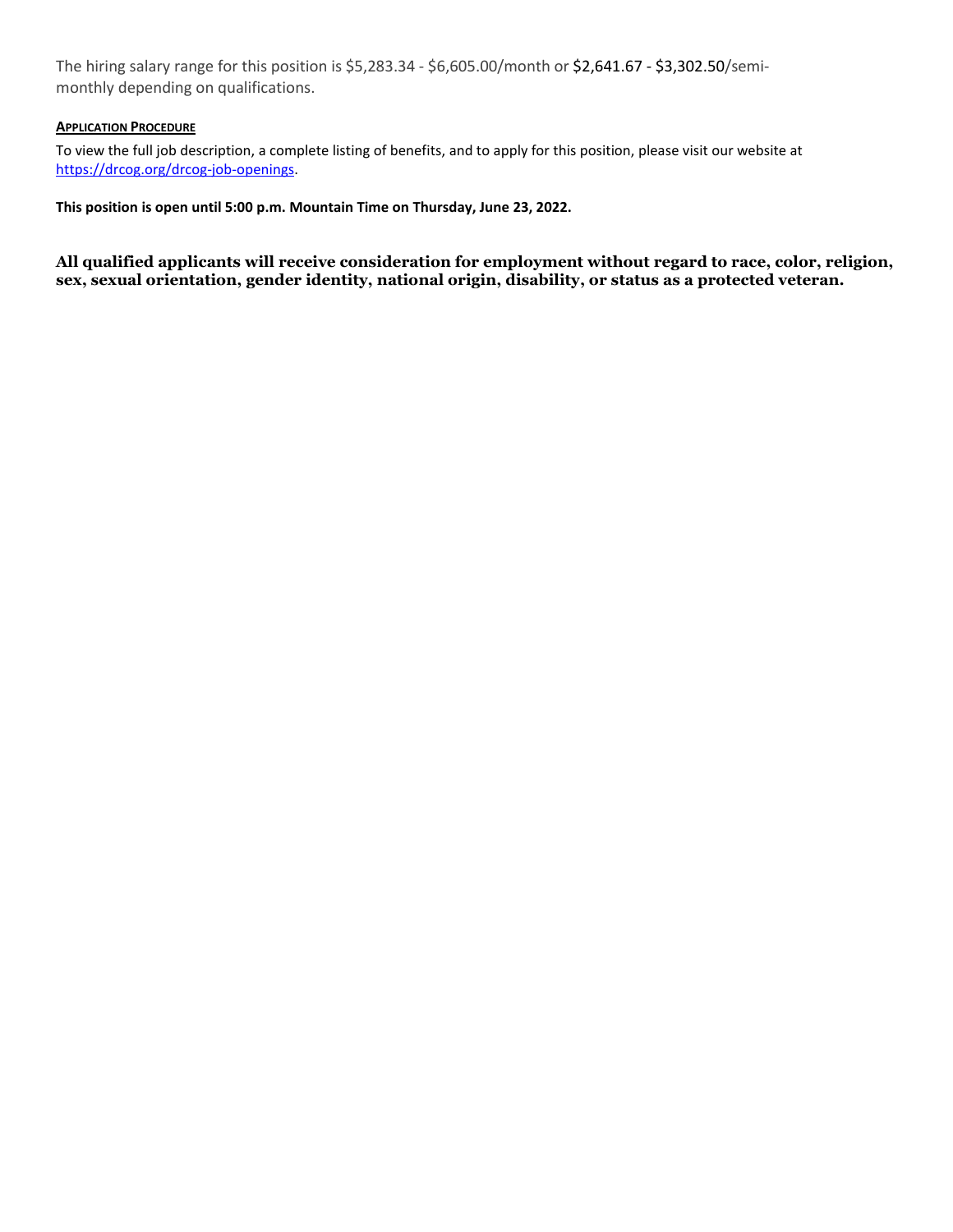The hiring salary range for this position is $5,283.34 - $6,605.00/month or $2,641.67 - $3,302.50/semi-monthly depending on qualifications.

#### APPLICATION PROCEDURE

To view the full job description, a complete listing of benefits, and to apply for this position, please visit our website at [https://drcog.org/drcog-job-openings](https://drcog.org/drcog-job-openings).

**This position is open until 5:00 p.m. Mountain Time on Thursday, June 23, 2022.**

**All qualified applicants will receive consideration for employment without regard to race, color, religion, sex, sexual orientation, gender identity, national origin, disability, or status as a protected veteran.**